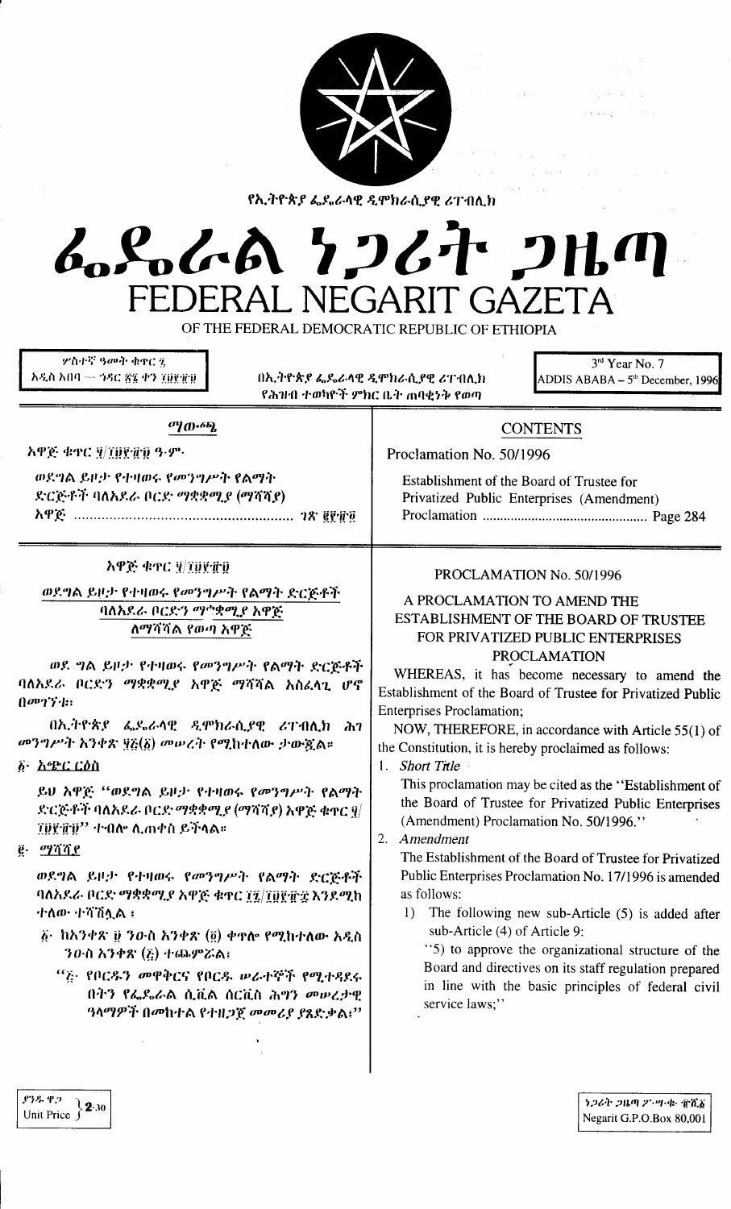የኢትዮጵያ ፌዴራላዊ ዲሞክራሲያዊ ሪፐብሊክ

# ፌደራል ነጋሪት ጋዜጣ
# FEDERAL NEGARIT GAZETA

OF THE FEDERAL DEMOCRATIC REPUBLIC OF ETHIOPIA

ሦስተኛ ዓመት ቁጥር ፯
አዲስ አበባ — ኅዳር ፳፮ ቀን ፲፱፻፹፱

በኢትዮጵያ ፌዴራላዊ ዲሞክራሲያዊ ሪፐብሊክ የሕዝብ ተወካዮች ምክር ቤት ጠባቂነት የወጣ

3rd Year No. 7
ADDIS ABABA – 5th December, 1996

## ማውጫ

አዋጅ ቁጥር ፶/፲፱፻፹፱ ዓ.ም.

ወደግል ይዞታ የተዛወሩ የመንግሥት የልማት ድርጅቶች ባለአደራ ቦርድ ማቋቋሚያ (ማሻሻያ) አዋጅ ...................................... ገጽ ፪፻፹፬

## CONTENTS

Proclamation No. 50/1996

Establishment of the Board of Trustee for Privatized Public Enterprises (Amendment) Proclamation ............................................ Page 284

### አዋጅ ቁጥር ፶/፲፱፻፹፱

### ወደግል ይዞታ የተዛወሩ የመንግሥት የልማት ድርጅቶች ባለአደራ ቦርድን ማቋቋሚያ አዋጅ ለማሻሻል የወጣ አዋጅ

ወደ ግል ይዞታ የተዛወሩ የመንግሥት የልማት ድርጅቶች ባለአደራ ቦርድን ማቋቋሚያ አዋጅ ማሻሻል አስፈላጊ ሆኖ በመገኘቱ፤

በኢትዮጵያ ፌዴራላዊ ዲሞክራሲያዊ ሪፐብሊክ ሕገ መንግሥት አንቀጽ ፶፭(፩) መሠረት የሚከተለው ታውጇል።

፩· አጭር ርዕስ

ይህ አዋጅ "ወደግል ይዞታ የተዛወሩ የመንግሥት የልማት ድርጅቶች ባለአደራ ቦርድ ማቋቋሚያ (ማሻሻያ) አዋጅ ቁጥር ፶/፲፱፻፹፱" ተብሎ ሊጠቀስ ይችላል።

፪· ማሻሻያ

ወደግል ይዞታ የተዛወሩ የመንግሥት የልማት ድርጅቶች ባለአደራ ቦርድ ማቋቋሚያ አዋጅ ቁጥር ፲፯/፲፱፻፹፰ እንደሚከተለው ተሻሽሏል፤

፩· ከአንቀጽ ፱ ንዑስ አንቀጽ (፬) ቀጥሎ የሚከተለው አዲስ ንዑስ አንቀጽ (፭) ተጨምሯል፤

"፭· የቦርዱን መዋቅርና የቦርዱ ሠራተኞች የሚተዳደሩበትን የፌዴራል ሲቪል ሰርቪስ ሕግን መሠረታዊ ዓላማዎች በመከተል የተዘጋጀ መመሪያ ያጸድቃል፤"

### PROCLAMATION No. 50/1996

### A PROCLAMATION TO AMEND THE ESTABLISHMENT OF THE BOARD OF TRUSTEE FOR PRIVATIZED PUBLIC ENTERPRISES PROCLAMATION

WHEREAS, it has become necessary to amend the Establishment of the Board of Trustee for Privatized Public Enterprises Proclamation;

NOW, THEREFORE, in accordance with Article 55(1) of the Constitution, it is hereby proclaimed as follows:

1. *Short Title*

This proclamation may be cited as the "Establishment of the Board of Trustee for Privatized Public Enterprises (Amendment) Proclamation No. 50/1996."

2. *Amendment*

The Establishment of the Board of Trustee for Privatized Public Enterprises Proclamation No. 17/1996 is amended as follows:

1) The following new sub-Article (5) is added after sub-Article (4) of Article 9:

"5) to approve the organizational structure of the Board and directives on its staff regulation prepared in line with the basic principles of federal civil service laws;"

ያንዱ ዋጋ 2.30
Unit Price 2.30

ነጋሪት ጋዜጣ ፖ·ሣ·ቁ· ፹ሺ፩
Negarit G.P.O.Box 80,001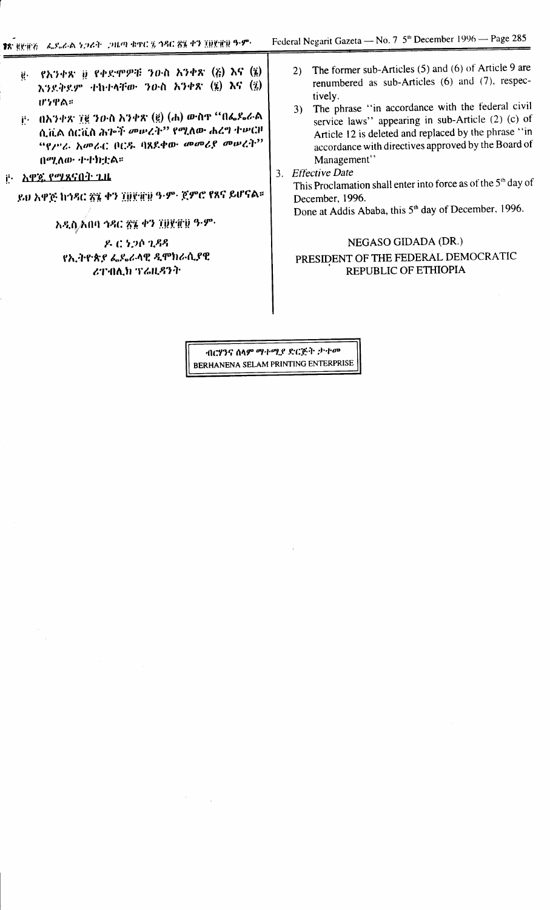፪· የአንቀጽ ፱ የቀድሞዎቹ ንዑስ አንቀጽ (፭) እና (፮) እንደቅደም ተከተላቸው ንዑስ አንቀጽ (፮) እና (፯) ሆነዋል።

፫· በአንቀጽ ፲፪ ንዑስ አንቀጽ (፪) (ሐ) ውስጥ "በፌዴራል ሲቪል ሰርቪስ ሕጎች መሠረት" የሚለው ሐረግ ተሠርዞ "የሥራ አመራር ቦርዱ ባጸደቀው መመሪያ መሠረት" በሚለው ተተክቷል።

፫· አዋጁ የሚጸናበት ጊዜ

ይህ አዋጅ ከኅዳር ፳፮ ቀን ፲፱፻፹፱ ዓ·ም· ጀምሮ የጸና ይሆናል።

አዲስ አበባ ኅዳር ፳፮ ቀን ፲፱፻፹፱ ዓ·ም·

ዶ/ር ነጋሶ ጊዳዳ
የኢትዮጵያ ፌዴራላዊ ዲሞክራሲያዊ
ሪፐብሊክ ፕሬዚዳንት

2) The former sub-Articles (5) and (6) of Article 9 are renumbered as sub-Articles (6) and (7), respectively.

3) The phrase "in accordance with the federal civil service laws" appearing in sub-Article (2) (c) of Article 12 is deleted and replaced by the phrase "in accordance with directives approved by the Board of Management"

3. *Effective Date*

This Proclamation shall enter into force as of the 5th day of December, 1996.

Done at Addis Ababa, this 5th day of December, 1996.

NEGASO GIDADA (DR.)

PRESIDENT OF THE FEDERAL DEMOCRATIC REPUBLIC OF ETHIOPIA

ብርሃንና ሰላም ማተሚያ ድርጅት ታተመ
BERHANENA SELAM PRINTING ENTERPRISE